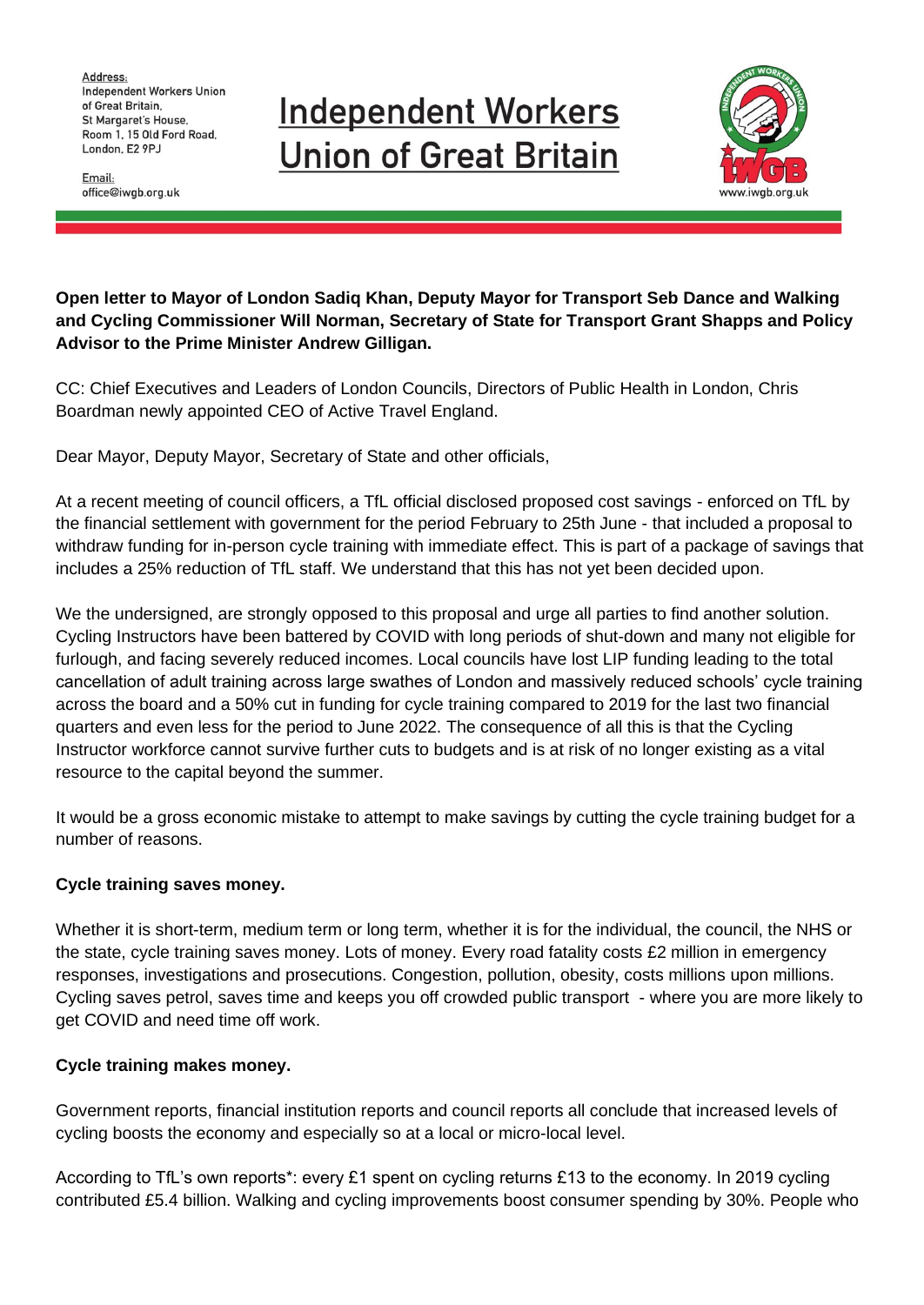Address:
Independent Workers Union
of Great Britain,
St Margaret's House,
Room 1, 15 Old Ford Road,
London, E2 9PJ

Email:
office@iwgb.org.uk

# Independent Workers Union of Great Britain

www.iwgb.org.uk

**Open letter to Mayor of London Sadiq Khan, Deputy Mayor for Transport Seb Dance and Walking and Cycling Commissioner Will Norman, Secretary of State for Transport Grant Shapps and Policy Advisor to the Prime Minister Andrew Gilligan.**

CC: Chief Executives and Leaders of London Councils, Directors of Public Health in London, Chris Boardman newly appointed CEO of Active Travel England.

Dear Mayor, Deputy Mayor, Secretary of State and other officials,

At a recent meeting of council officers, a TfL official disclosed proposed cost savings - enforced on TfL by the financial settlement with government for the period February to 25th June - that included a proposal to withdraw funding for in-person cycle training with immediate effect. This is part of a package of savings that includes a 25% reduction of TfL staff. We understand that this has not yet been decided upon.

We the undersigned, are strongly opposed to this proposal and urge all parties to find another solution. Cycling Instructors have been battered by COVID with long periods of shut-down and many not eligible for furlough, and facing severely reduced incomes. Local councils have lost LIP funding leading to the total cancellation of adult training across large swathes of London and massively reduced schools' cycle training across the board and a 50% cut in funding for cycle training compared to 2019 for the last two financial quarters and even less for the period to June 2022. The consequence of all this is that the Cycling Instructor workforce cannot survive further cuts to budgets and is at risk of no longer existing as a vital resource to the capital beyond the summer.

It would be a gross economic mistake to attempt to make savings by cutting the cycle training budget for a number of reasons.

**Cycle training saves money.**

Whether it is short-term, medium term or long term, whether it is for the individual, the council, the NHS or the state, cycle training saves money. Lots of money. Every road fatality costs £2 million in emergency responses, investigations and prosecutions. Congestion, pollution, obesity, costs millions upon millions. Cycling saves petrol, saves time and keeps you off crowded public transport - where you are more likely to get COVID and need time off work.

**Cycle training makes money.**

Government reports, financial institution reports and council reports all conclude that increased levels of cycling boosts the economy and especially so at a local or micro-local level.

According to TfL's own reports*: every £1 spent on cycling returns £13 to the economy. In 2019 cycling contributed £5.4 billion. Walking and cycling improvements boost consumer spending by 30%. People who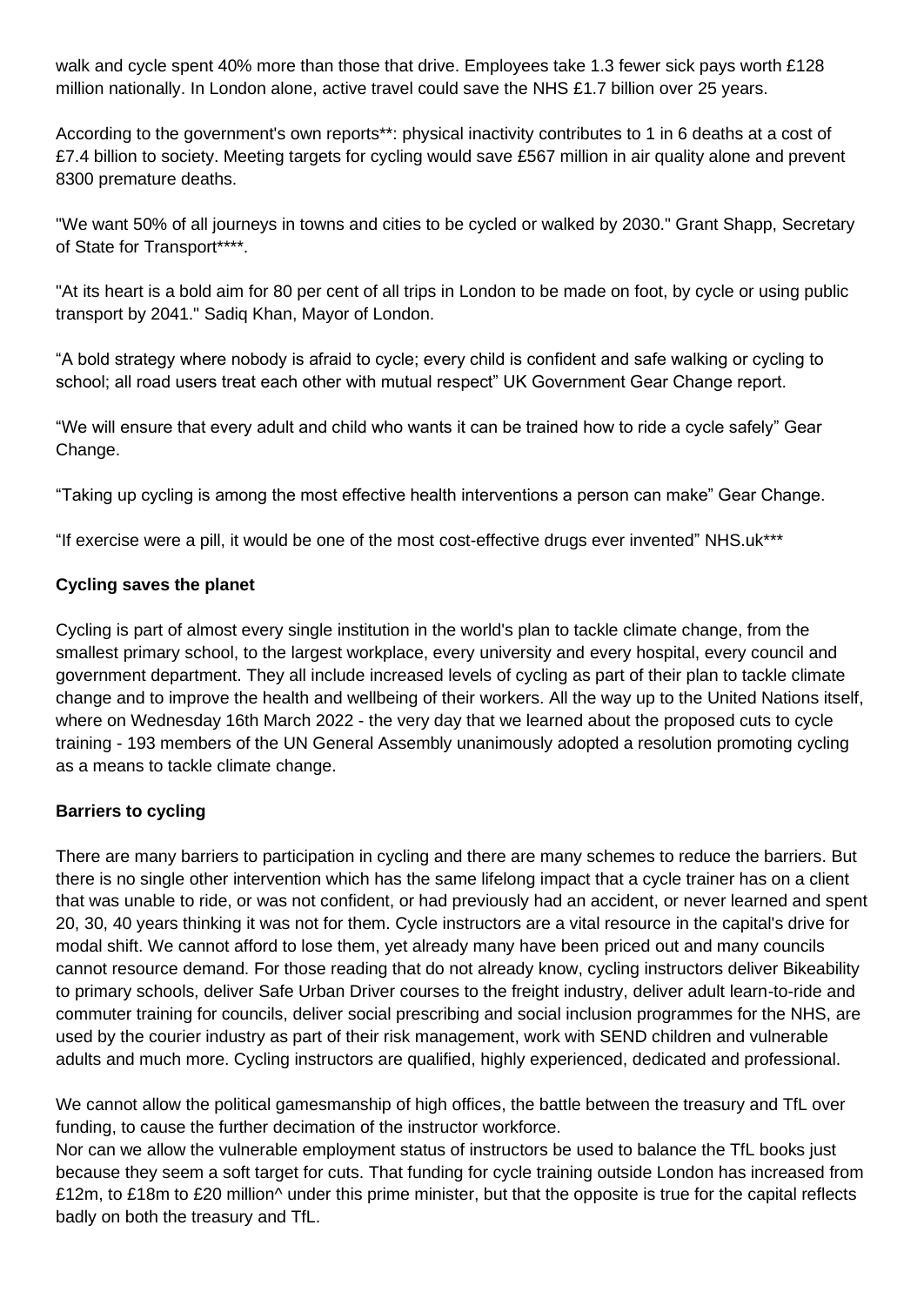walk and cycle spent 40% more than those that drive. Employees take 1.3 fewer sick pays worth £128 million nationally. In London alone, active travel could save the NHS £1.7 billion over 25 years.

According to the government's own reports**: physical inactivity contributes to 1 in 6 deaths at a cost of £7.4 billion to society. Meeting targets for cycling would save £567 million in air quality alone and prevent 8300 premature deaths.

"We want 50% of all journeys in towns and cities to be cycled or walked by 2030." Grant Shapp, Secretary of State for Transport****.

"At its heart is a bold aim for 80 per cent of all trips in London to be made on foot, by cycle or using public transport by 2041." Sadiq Khan, Mayor of London.

“A bold strategy where nobody is afraid to cycle; every child is confident and safe walking or cycling to school; all road users treat each other with mutual respect” UK Government Gear Change report.

“We will ensure that every adult and child who wants it can be trained how to ride a cycle safely” Gear Change.

“Taking up cycling is among the most effective health interventions a person can make” Gear Change.

“If exercise were a pill, it would be one of the most cost-effective drugs ever invented” NHS.uk***

**Cycling saves the planet**

Cycling is part of almost every single institution in the world's plan to tackle climate change, from the smallest primary school, to the largest workplace, every university and every hospital, every council and government department. They all include increased levels of cycling as part of their plan to tackle climate change and to improve the health and wellbeing of their workers. All the way up to the United Nations itself, where on Wednesday 16th March 2022 - the very day that we learned about the proposed cuts to cycle training - 193 members of the UN General Assembly unanimously adopted a resolution promoting cycling as a means to tackle climate change.

**Barriers to cycling**

There are many barriers to participation in cycling and there are many schemes to reduce the barriers. But there is no single other intervention which has the same lifelong impact that a cycle trainer has on a client that was unable to ride, or was not confident, or had previously had an accident, or never learned and spent 20, 30, 40 years thinking it was not for them. Cycle instructors are a vital resource in the capital's drive for modal shift. We cannot afford to lose them, yet already many have been priced out and many councils cannot resource demand. For those reading that do not already know, cycling instructors deliver Bikeability to primary schools, deliver Safe Urban Driver courses to the freight industry, deliver adult learn-to-ride and commuter training for councils, deliver social prescribing and social inclusion programmes for the NHS, are used by the courier industry as part of their risk management, work with SEND children and vulnerable adults and much more. Cycling instructors are qualified, highly experienced, dedicated and professional.

We cannot allow the political gamesmanship of high offices, the battle between the treasury and TfL over funding, to cause the further decimation of the instructor workforce.
Nor can we allow the vulnerable employment status of instructors be used to balance the TfL books just because they seem a soft target for cuts. That funding for cycle training outside London has increased from £12m, to £18m to £20 million^ under this prime minister, but that the opposite is true for the capital reflects badly on both the treasury and TfL.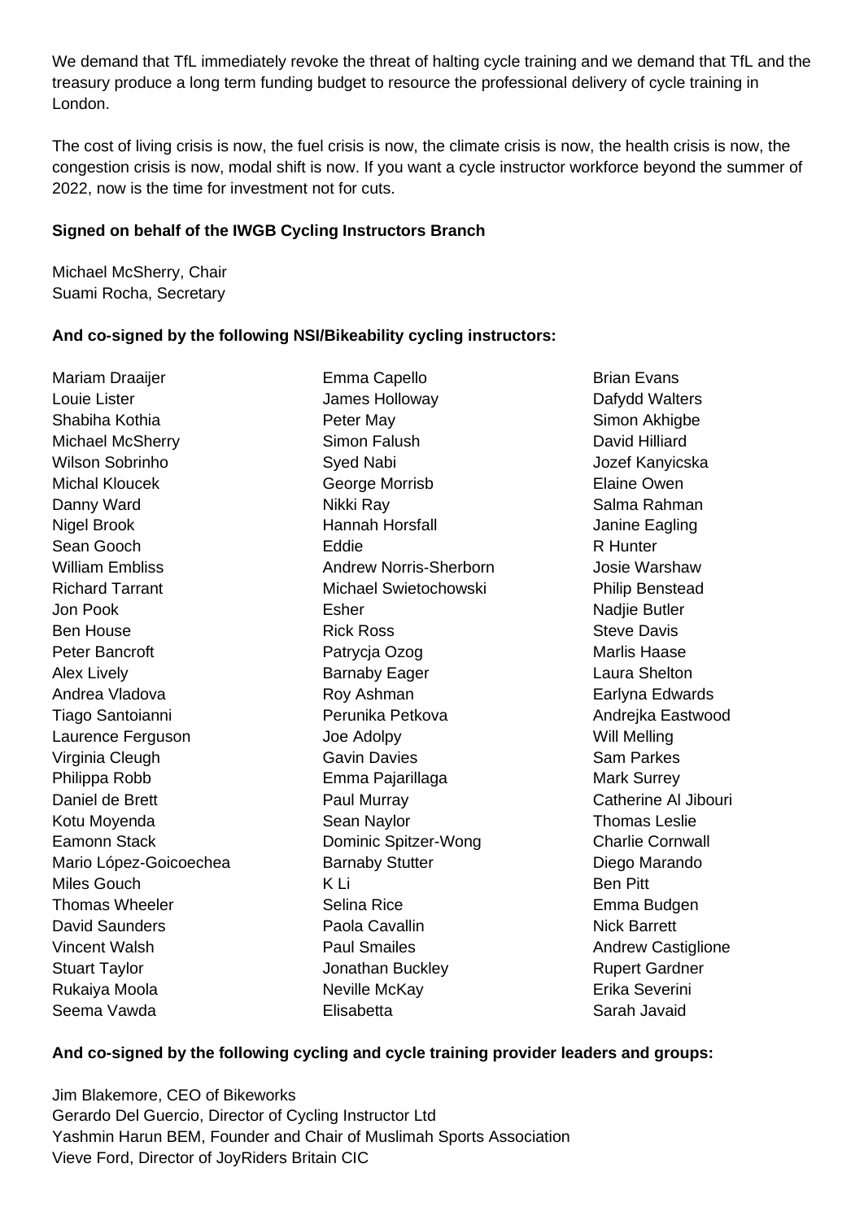We demand that TfL immediately revoke the threat of halting cycle training and we demand that TfL and the treasury produce a long term funding budget to resource the professional delivery of cycle training in London.

The cost of living crisis is now, the fuel crisis is now, the climate crisis is now, the health crisis is now, the congestion crisis is now, modal shift is now. If you want a cycle instructor workforce beyond the summer of 2022, now is the time for investment not for cuts.

**Signed on behalf of the IWGB Cycling Instructors Branch**

Michael McSherry, Chair
Suami Rocha, Secretary

**And co-signed by the following NSI/Bikeability cycling instructors:**

Mariam Draaijer
Louie Lister
Shabiha Kothia
Michael McSherry
Wilson Sobrinho
Michal Kloucek
Danny Ward
Nigel Brook
Sean Gooch
William Embliss
Richard Tarrant
Jon Pook
Ben House
Peter Bancroft
Alex Lively
Andrea Vladova
Tiago Santoianni
Laurence Ferguson
Virginia Cleugh
Philippa Robb
Daniel de Brett
Kotu Moyenda
Eamonn Stack
Mario López-Goicoechea
Miles Gouch
Thomas Wheeler
David Saunders
Vincent Walsh
Stuart Taylor
Rukaiya Moola
Seema Vawda
Emma Capello
James Holloway
Peter May
Simon Falush
Syed Nabi
George Morrisb
Nikki Ray
Hannah Horsfall
Eddie
Andrew Norris-Sherborn
Michael Swietochowski
Esher
Rick Ross
Patrycja Ozog
Barnaby Eager
Roy Ashman
Perunika Petkova
Joe Adolpy
Gavin Davies
Emma Pajarillaga
Paul Murray
Sean Naylor
Dominic Spitzer-Wong
Barnaby Stutter
K Li
Selina Rice
Paola Cavallin
Paul Smailes
Jonathan Buckley
Neville McKay
Elisabetta
Brian Evans
Dafydd Walters
Simon Akhigbe
David Hilliard
Jozef Kanyicska
Elaine Owen
Salma Rahman
Janine Eagling
R Hunter
Josie Warshaw
Philip Benstead
Nadjie Butler
Steve Davis
Marlis Haase
Laura Shelton
Earlyna Edwards
Andrejka Eastwood
Will Melling
Sam Parkes
Mark Surrey
Catherine Al Jibouri
Thomas Leslie
Charlie Cornwall
Diego Marando
Ben Pitt
Emma Budgen
Nick Barrett
Andrew Castiglione
Rupert Gardner
Erika Severini
Sarah Javaid

**And co-signed by the following cycling and cycle training provider leaders and groups:**

Jim Blakemore, CEO of Bikeworks
Gerardo Del Guercio, Director of Cycling Instructor Ltd
Yashmin Harun BEM, Founder and Chair of Muslimah Sports Association
Vieve Ford, Director of JoyRiders Britain CIC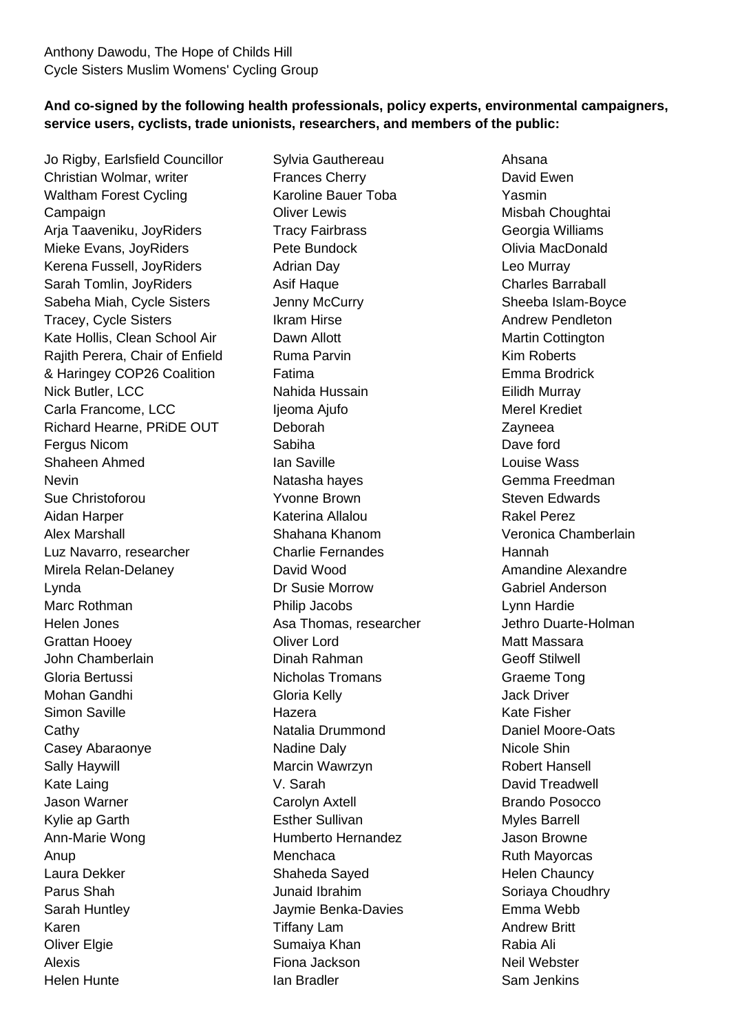Anthony Dawodu, The Hope of Childs Hill
Cycle Sisters Muslim Womens' Cycling Group

**And co-signed by the following health professionals, policy experts, environmental campaigners, service users, cyclists, trade unionists, researchers, and members of the public:**

Jo Rigby, Earlsfield Councillor
Christian Wolmar, writer
Waltham Forest Cycling Campaign
Arja Taaveniku, JoyRiders
Mieke Evans, JoyRiders
Kerena Fussell, JoyRiders
Sarah Tomlin, JoyRiders
Sabeha Miah, Cycle Sisters
Tracey, Cycle Sisters
Kate Hollis, Clean School Air
Rajith Perera, Chair of Enfield & Haringey COP26 Coalition
Nick Butler, LCC
Carla Francome, LCC
Richard Hearne, PRiDE OUT
Fergus Nicom
Shaheen Ahmed
Nevin
Sue Christoforou
Aidan Harper
Alex Marshall
Luz Navarro, researcher
Mirela Relan-Delaney
Lynda
Marc Rothman
Helen Jones
Grattan Hooey
John Chamberlain
Gloria Bertussi
Mohan Gandhi
Simon Saville
Cathy
Casey Abaraonye
Sally Haywill
Kate Laing
Jason Warner
Kylie ap Garth
Ann-Marie Wong
Anup
Laura Dekker
Parus Shah
Sarah Huntley
Karen
Oliver Elgie
Alexis
Helen Hunte
Sylvia Gauthereau
Frances Cherry
Karoline Bauer Toba
Oliver Lewis
Tracy Fairbrass
Pete Bundock
Adrian Day
Asif Haque
Jenny McCurry
Ikram Hirse
Dawn Allott
Ruma Parvin
Fatima
Nahida Hussain
Ijeoma Ajufo
Deborah
Sabiha
Ian Saville
Natasha hayes
Yvonne Brown
Katerina Allalou
Shahana Khanom
Charlie Fernandes
David Wood
Dr Susie Morrow
Philip Jacobs
Asa Thomas, researcher
Oliver Lord
Dinah Rahman
Nicholas Tromans
Gloria Kelly
Hazera
Natalia Drummond
Nadine Daly
Marcin Wawrzyn
V. Sarah
Carolyn Axtell
Esther Sullivan
Humberto Hernandez
Menchaca
Shaheda Sayed
Junaid Ibrahim
Jaymie Benka-Davies
Tiffany Lam
Sumaiya Khan
Fiona Jackson
Ian Bradler
Ahsana
David Ewen
Yasmin
Misbah Choughtai
Georgia Williams
Olivia MacDonald
Leo Murray
Charles Barraball
Sheeba Islam-Boyce
Andrew Pendleton
Martin Cottington
Kim Roberts
Emma Brodrick
Eilidh Murray
Merel Krediet
Zayneea
Dave ford
Louise Wass
Gemma Freedman
Steven Edwards
Rakel Perez
Veronica Chamberlain
Hannah
Amandine Alexandre
Gabriel Anderson
Lynn Hardie
Jethro Duarte-Holman
Matt Massara
Geoff Stilwell
Graeme Tong
Jack Driver
Kate Fisher
Daniel Moore-Oats
Nicole Shin
Robert Hansell
David Treadwell
Brando Posocco
Myles Barrell
Jason Browne
Ruth Mayorcas
Helen Chauncy
Soriaya Choudhry
Emma Webb
Andrew Britt
Rabia Ali
Neil Webster
Sam Jenkins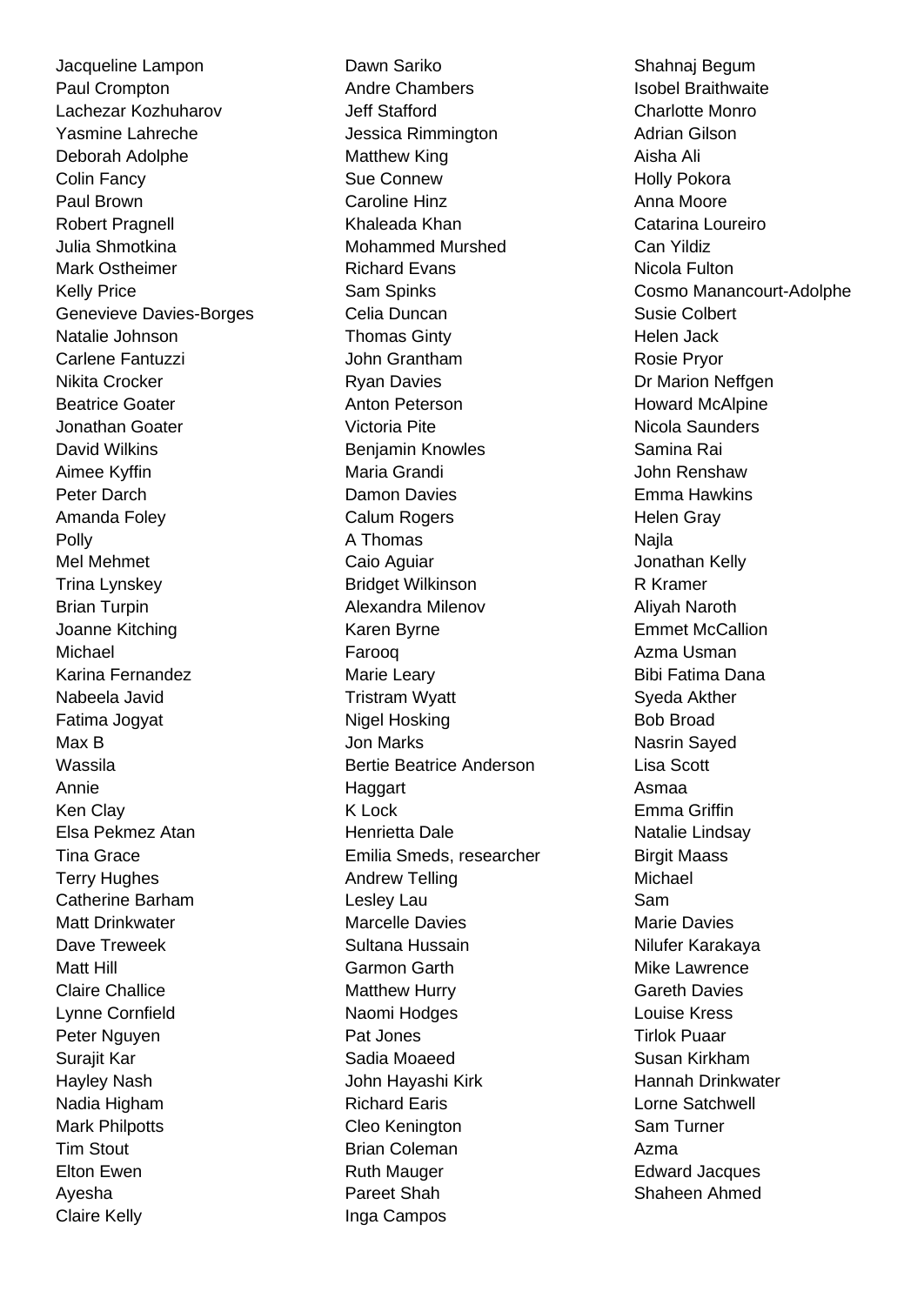Jacqueline Lampon
Paul Crompton
Lachezar Kozhuharov
Yasmine Lahreche
Deborah Adolphe
Colin Fancy
Paul Brown
Robert Pragnell
Julia Shmotkina
Mark Ostheimer
Kelly Price
Genevieve Davies-Borges
Natalie Johnson
Carlene Fantuzzi
Nikita Crocker
Beatrice Goater
Jonathan Goater
David Wilkins
Aimee Kyffin
Peter Darch
Amanda Foley
Polly
Mel Mehmet
Trina Lynskey
Brian Turpin
Joanne Kitching
Michael
Karina Fernandez
Nabeela Javid
Fatima Jogyat
Max B
Wassila
Annie
Ken Clay
Elsa Pekmez Atan
Tina Grace
Terry Hughes
Catherine Barham
Matt Drinkwater
Dave Treweek
Matt Hill
Claire Challice
Lynne Cornfield
Peter Nguyen
Surajit Kar
Hayley Nash
Nadia Higham
Mark Philpotts
Tim Stout
Elton Ewen
Ayesha
Claire Kelly

Dawn Sariko
Andre Chambers
Jeff Stafford
Jessica Rimmington
Matthew King
Sue Connew
Caroline Hinz
Khaleada Khan
Mohammed Murshed
Richard Evans
Sam Spinks
Celia Duncan
Thomas Ginty
John Grantham
Ryan Davies
Anton Peterson
Victoria Pite
Benjamin Knowles
Maria Grandi
Damon Davies
Calum Rogers
A Thomas
Caio Aguiar
Bridget Wilkinson
Alexandra Milenov
Karen Byrne
Farooq
Marie Leary
Tristram Wyatt
Nigel Hosking
Jon Marks
Bertie Beatrice Anderson
Haggart
K Lock
Henrietta Dale
Emilia Smeds, researcher
Andrew Telling
Lesley Lau
Marcelle Davies
Sultana Hussain
Garmon Garth
Matthew Hurry
Naomi Hodges
Pat Jones
Sadia Moaeed
John Hayashi Kirk
Richard Earis
Cleo Kenington
Brian Coleman
Ruth Mauger
Pareet Shah
Inga Campos

Shahnaj Begum
Isobel Braithwaite
Charlotte Monro
Adrian Gilson
Aisha Ali
Holly Pokora
Anna Moore
Catarina Loureiro
Can Yildiz
Nicola Fulton
Cosmo Manancourt-Adolphe
Susie Colbert
Helen Jack
Rosie Pryor
Dr Marion Neffgen
Howard McAlpine
Nicola Saunders
Samina Rai
John Renshaw
Emma Hawkins
Helen Gray
Najla
Jonathan Kelly
R Kramer
Aliyah Naroth
Emmet McCallion
Azma Usman
Bibi Fatima Dana
Syeda Akther
Bob Broad
Nasrin Sayed
Lisa Scott
Asmaa
Emma Griffin
Natalie Lindsay
Birgit Maass
Michael
Sam
Marie Davies
Nilufer Karakaya
Mike Lawrence
Gareth Davies
Louise Kress
Tirlok Puaar
Susan Kirkham
Hannah Drinkwater
Lorne Satchwell
Sam Turner
Azma
Edward Jacques
Shaheen Ahmed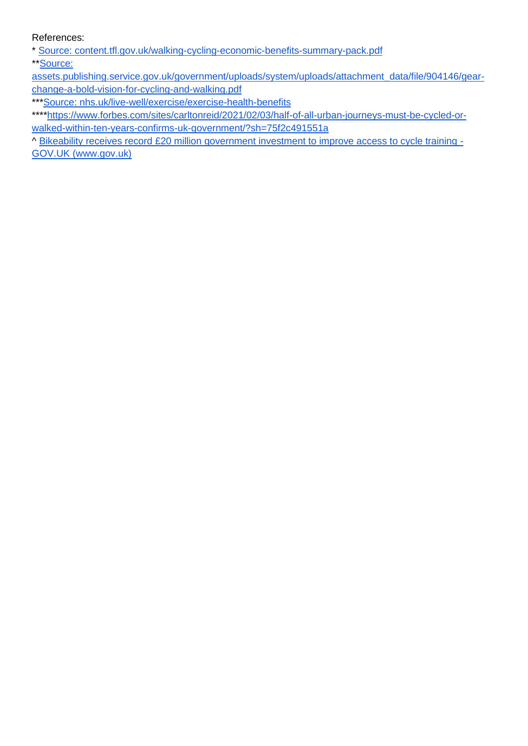References:

* Source: content.tfl.gov.uk/walking-cycling-economic-benefits-summary-pack.pdf

**Source: assets.publishing.service.gov.uk/government/uploads/system/uploads/attachment_data/file/904146/gear-change-a-bold-vision-for-cycling-and-walking.pdf

***Source: nhs.uk/live-well/exercise/exercise-health-benefits

****https://www.forbes.com/sites/carltonreid/2021/02/03/half-of-all-urban-journeys-must-be-cycled-or-walked-within-ten-years-confirms-uk-government/?sh=75f2c491551a

^ Bikeability receives record £20 million government investment to improve access to cycle training - GOV.UK (www.gov.uk)